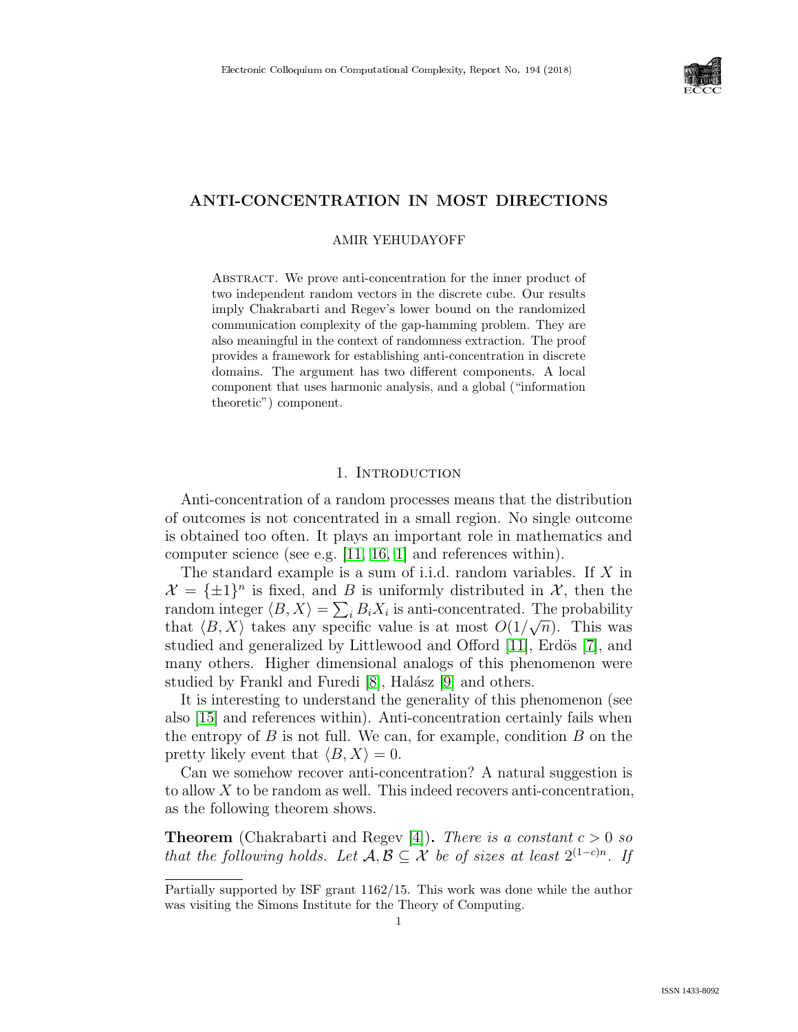# ANTI-CONCENTRATION IN MOST DIRECTIONS

AMIR YEHUDAYOFF

Abstract. We prove anti-concentration for the inner product of two independent random vectors in the discrete cube. Our results imply Chakrabarti and Regev's lower bound on the randomized communication complexity of the gap-hamming problem. They are also meaningful in the context of randomness extraction. The proof provides a framework for establishing anti-concentration in discrete domains. The argument has two different components. A local component that uses harmonic analysis, and a global ("information theoretic") component.

## 1. Introduction

Anti-concentration of a random processes means that the distribution of outcomes is not concentrated in a small region. No single outcome is obtained too often. It plays an important role in mathematics and computer science (see e.g. [11, 16, 1] and references within).

The standard example is a sum of i.i.d. random variables. If $X$ in $\mathcal{X} = \{\pm 1\}^n$ is fixed, and $B$ is uniformly distributed in $\mathcal{X}$, then the random integer $\langle B, X \rangle = \sum_i B_i X_i$ is anti-concentrated. The probability that $\langle B, X \rangle$ takes any specific value is at most $O(1/\sqrt{n})$. This was studied and generalized by Littlewood and Offord [11], Erdös [7], and many others. Higher dimensional analogs of this phenomenon were studied by Frankl and Furedi [8], Halász [9] and others.

It is interesting to understand the generality of this phenomenon (see also [15] and references within). Anti-concentration certainly fails when the entropy of $B$ is not full. We can, for example, condition $B$ on the pretty likely event that $\langle B, X \rangle = 0$.

Can we somehow recover anti-concentration? A natural suggestion is to allow $X$ to be random as well. This indeed recovers anti-concentration, as the following theorem shows.

**Theorem** (Chakrabarti and Regev [4]). *There is a constant $c > 0$ so that the following holds. Let $\mathcal{A}, \mathcal{B} \subseteq \mathcal{X}$ be of sizes at least $2^{(1-c)n}$. If*

Partially supported by ISF grant 1162/15. This work was done while the author was visiting the Simons Institute for the Theory of Computing.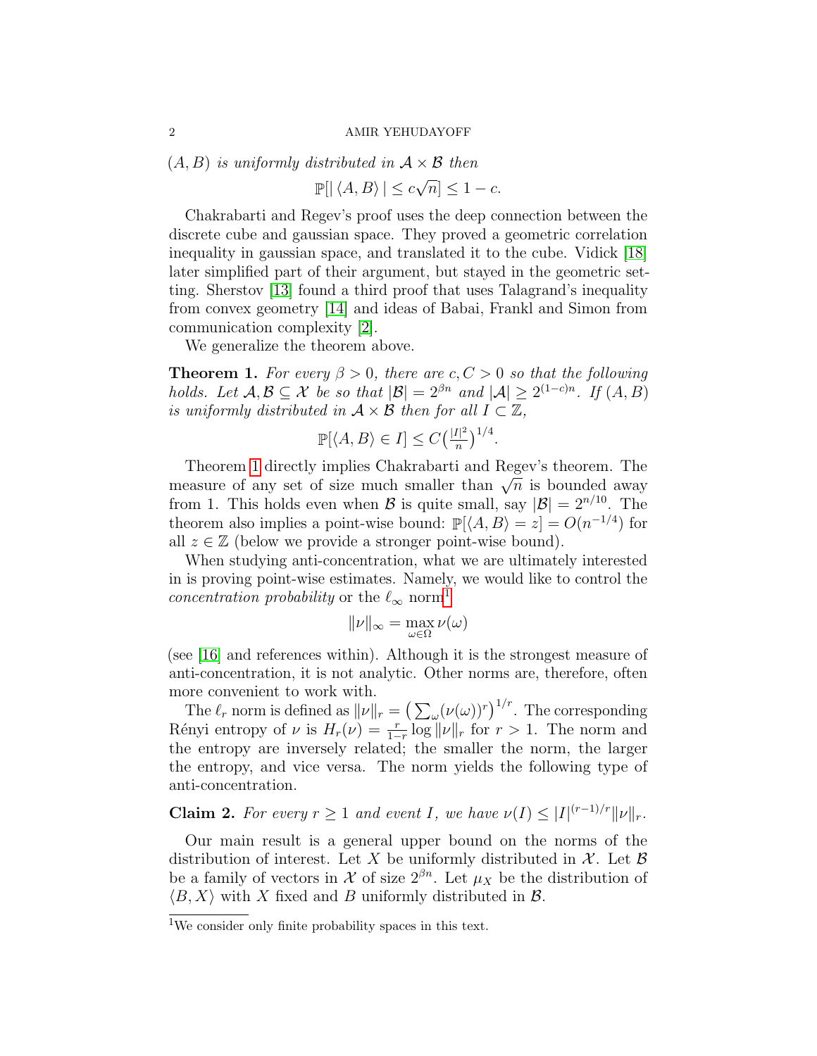$(A,B)$ *is uniformly distributed in* $\mathcal{A} \times \mathcal{B}$ *then*

$$\mathbb{P}[|\langle A, B\rangle| \leq c\sqrt{n}] \leq 1 - c.$$

Chakrabarti and Regev's proof uses the deep connection between the discrete cube and gaussian space. They proved a geometric correlation inequality in gaussian space, and translated it to the cube. Vidick [18] later simplified part of their argument, but stayed in the geometric setting. Sherstov [13] found a third proof that uses Talagrand's inequality from convex geometry [14] and ideas of Babai, Frankl and Simon from communication complexity [2].

We generalize the theorem above.

**Theorem 1.** *For every $\beta > 0$, there are $c, C > 0$ so that the following holds. Let $\mathcal{A}, \mathcal{B} \subseteq \mathcal{X}$ be so that $|\mathcal{B}| = 2^{\beta n}$ and $|\mathcal{A}| \geq 2^{(1-c)n}$. If $(A,B)$ is uniformly distributed in $\mathcal{A} \times \mathcal{B}$ then for all $I \subset \mathbb{Z}$,*

$$\mathbb{P}[\langle A, B\rangle \in I] \leq C\left(\tfrac{|I|^2}{n}\right)^{1/4}.$$

Theorem 1 directly implies Chakrabarti and Regev's theorem. The measure of any set of size much smaller than $\sqrt{n}$ is bounded away from 1. This holds even when $\mathcal{B}$ is quite small, say $|\mathcal{B}| = 2^{n/10}$. The theorem also implies a point-wise bound: $\mathbb{P}[\langle A, B\rangle = z] = O(n^{-1/4})$ for all $z \in \mathbb{Z}$ (below we provide a stronger point-wise bound).

When studying anti-concentration, what we are ultimately interested in is proving point-wise estimates. Namely, we would like to control the *concentration probability* or the $\ell_\infty$ norm[1]

$$\|\nu\|_\infty = \max_{\omega \in \Omega} \nu(\omega)$$

(see [16] and references within). Although it is the strongest measure of anti-concentration, it is not analytic. Other norms are, therefore, often more convenient to work with.

The $\ell_r$ norm is defined as $\|\nu\|_r = \big(\sum_\omega (\nu(\omega))^r\big)^{1/r}$. The corresponding Rényi entropy of $\nu$ is $H_r(\nu) = \frac{r}{1-r} \log \|\nu\|_r$ for $r > 1$. The norm and the entropy are inversely related; the smaller the norm, the larger the entropy, and vice versa. The norm yields the following type of anti-concentration.

**Claim 2.** *For every $r \geq 1$ and event $I$, we have $\nu(I) \leq |I|^{(r-1)/r} \|\nu\|_r$.*

Our main result is a general upper bound on the norms of the distribution of interest. Let $X$ be uniformly distributed in $\mathcal{X}$. Let $\mathcal{B}$ be a family of vectors in $\mathcal{X}$ of size $2^{\beta n}$. Let $\mu_X$ be the distribution of $\langle B, X\rangle$ with $X$ fixed and $B$ uniformly distributed in $\mathcal{B}$.

[1] We consider only finite probability spaces in this text.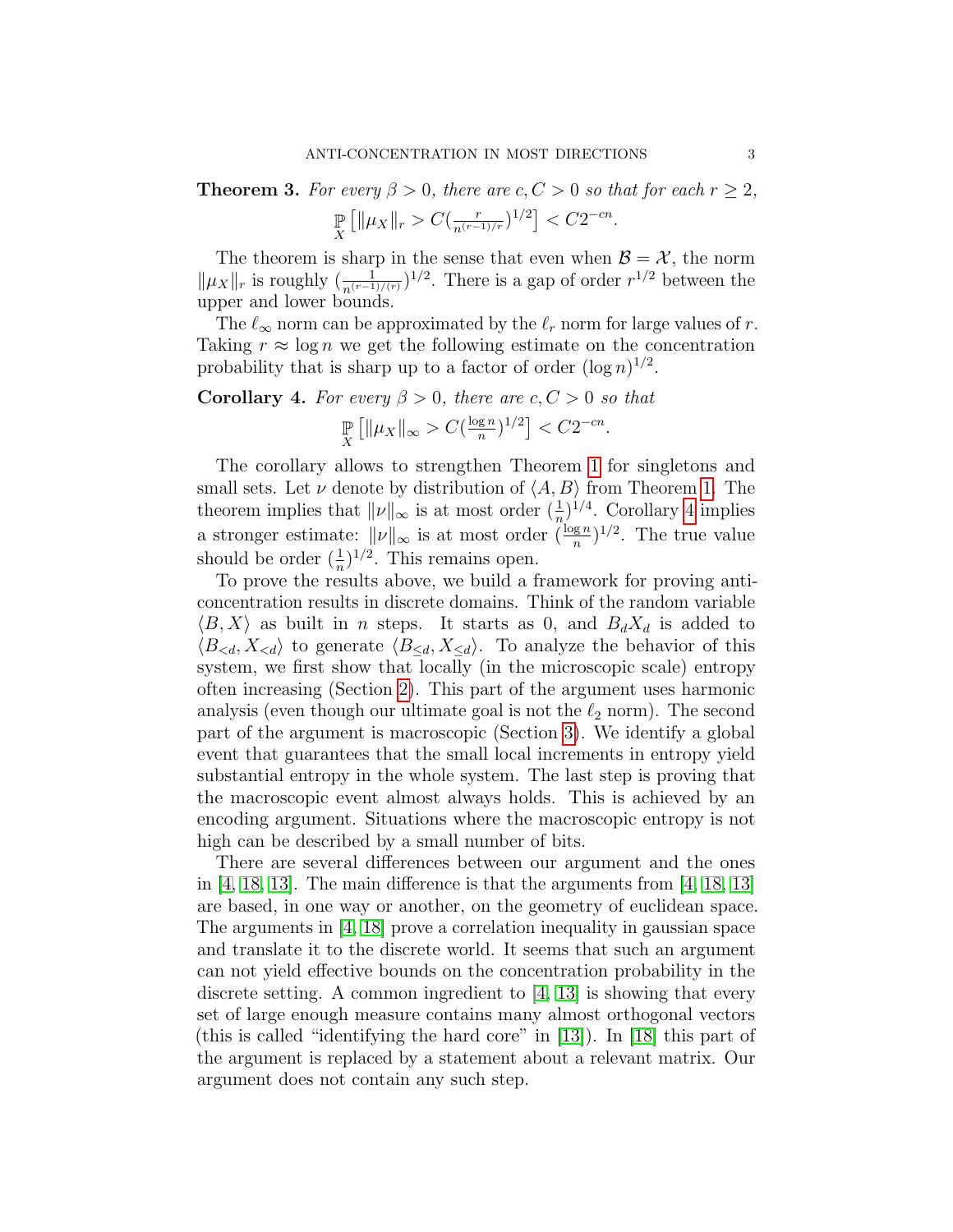**Theorem 3.** *For every $\beta > 0$, there are $c, C > 0$ so that for each $r \geq 2$,*

$$\mathop{\mathbb{P}}_{X}\left[\|\mu_X\|_r > C(\tfrac{r}{n^{(r-1)/r}})^{1/2}\right] < C2^{-cn}.$$

The theorem is sharp in the sense that even when $\mathcal{B} = \mathcal{X}$, the norm $\|\mu_X\|_r$ is roughly $(\frac{1}{n^{(r-1)/(r)}})^{1/2}$. There is a gap of order $r^{1/2}$ between the upper and lower bounds.

The $\ell_\infty$ norm can be approximated by the $\ell_r$ norm for large values of $r$. Taking $r \approx \log n$ we get the following estimate on the concentration probability that is sharp up to a factor of order $(\log n)^{1/2}$.

**Corollary 4.** *For every $\beta > 0$, there are $c, C > 0$ so that*

$$\mathop{\mathbb{P}}_{X}\left[\|\mu_X\|_\infty > C(\tfrac{\log n}{n})^{1/2}\right] < C2^{-cn}.$$

The corollary allows to strengthen Theorem 1 for singletons and small sets. Let $\nu$ denote by distribution of $\langle A, B\rangle$ from Theorem 1. The theorem implies that $\|\nu\|_\infty$ is at most order $(\frac{1}{n})^{1/4}$. Corollary 4 implies a stronger estimate: $\|\nu\|_\infty$ is at most order $(\frac{\log n}{n})^{1/2}$. The true value should be order $(\frac{1}{n})^{1/2}$. This remains open.

To prove the results above, we build a framework for proving anti-concentration results in discrete domains. Think of the random variable $\langle B, X\rangle$ as built in $n$ steps. It starts as 0, and $B_d X_d$ is added to $\langle B_{<d}, X_{<d}\rangle$ to generate $\langle B_{\leq d}, X_{\leq d}\rangle$. To analyze the behavior of this system, we first show that locally (in the microscopic scale) entropy often increasing (Section 2). This part of the argument uses harmonic analysis (even though our ultimate goal is not the $\ell_2$ norm). The second part of the argument is macroscopic (Section 3). We identify a global event that guarantees that the small local increments in entropy yield substantial entropy in the whole system. The last step is proving that the macroscopic event almost always holds. This is achieved by an encoding argument. Situations where the macroscopic entropy is not high can be described by a small number of bits.

There are several differences between our argument and the ones in [4, 18, 13]. The main difference is that the arguments from [4, 18, 13] are based, in one way or another, on the geometry of euclidean space. The arguments in [4, 18] prove a correlation inequality in gaussian space and translate it to the discrete world. It seems that such an argument can not yield effective bounds on the concentration probability in the discrete setting. A common ingredient to [4, 13] is showing that every set of large enough measure contains many almost orthogonal vectors (this is called "identifying the hard core" in [13]). In [18] this part of the argument is replaced by a statement about a relevant matrix. Our argument does not contain any such step.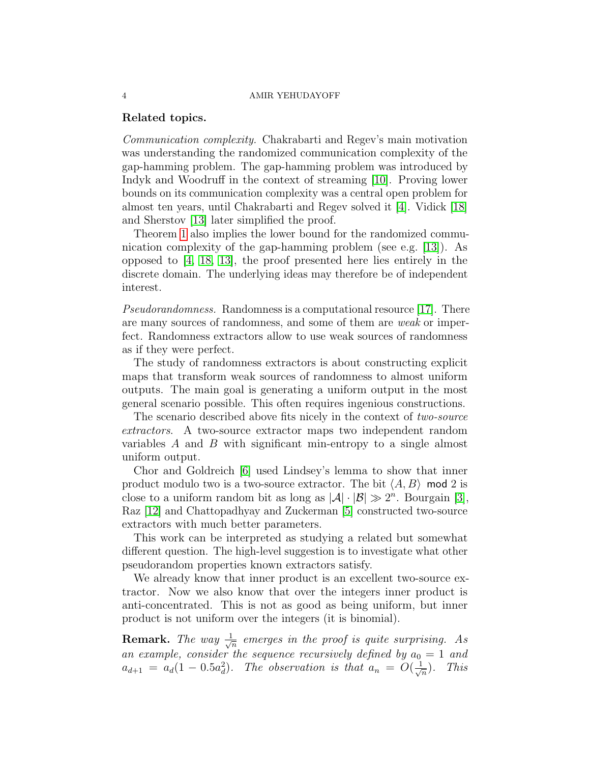**Related topics.**

*Communication complexity.* Chakrabarti and Regev's main motivation was understanding the randomized communication complexity of the gap-hamming problem. The gap-hamming problem was introduced by Indyk and Woodruff in the context of streaming [10]. Proving lower bounds on its communication complexity was a central open problem for almost ten years, until Chakrabarti and Regev solved it [4]. Vidick [18] and Sherstov [13] later simplified the proof.

Theorem 1 also implies the lower bound for the randomized communication complexity of the gap-hamming problem (see e.g. [13]). As opposed to [4, 18, 13], the proof presented here lies entirely in the discrete domain. The underlying ideas may therefore be of independent interest.

*Pseudorandomness.* Randomness is a computational resource [17]. There are many sources of randomness, and some of them are *weak* or imperfect. Randomness extractors allow to use weak sources of randomness as if they were perfect.

The study of randomness extractors is about constructing explicit maps that transform weak sources of randomness to almost uniform outputs. The main goal is generating a uniform output in the most general scenario possible. This often requires ingenious constructions.

The scenario described above fits nicely in the context of *two-source extractors*. A two-source extractor maps two independent random variables $A$ and $B$ with significant min-entropy to a single almost uniform output.

Chor and Goldreich [6] used Lindsey's lemma to show that inner product modulo two is a two-source extractor. The bit $\langle A, B\rangle \mod 2$ is close to a uniform random bit as long as $|\mathcal{A}| \cdot |\mathcal{B}| \gg 2^n$. Bourgain [3], Raz [12] and Chattopadhyay and Zuckerman [5] constructed two-source extractors with much better parameters.

This work can be interpreted as studying a related but somewhat different question. The high-level suggestion is to investigate what other pseudorandom properties known extractors satisfy.

We already know that inner product is an excellent two-source extractor. Now we also know that over the integers inner product is anti-concentrated. This is not as good as being uniform, but inner product is not uniform over the integers (it is binomial).

**Remark.** *The way $\frac{1}{\sqrt{n}}$ emerges in the proof is quite surprising. As an example, consider the sequence recursively defined by $a_0 = 1$ and $a_{d+1} = a_d(1 - 0.5a_d^2)$. The observation is that $a_n = O(\frac{1}{\sqrt{n}})$. This*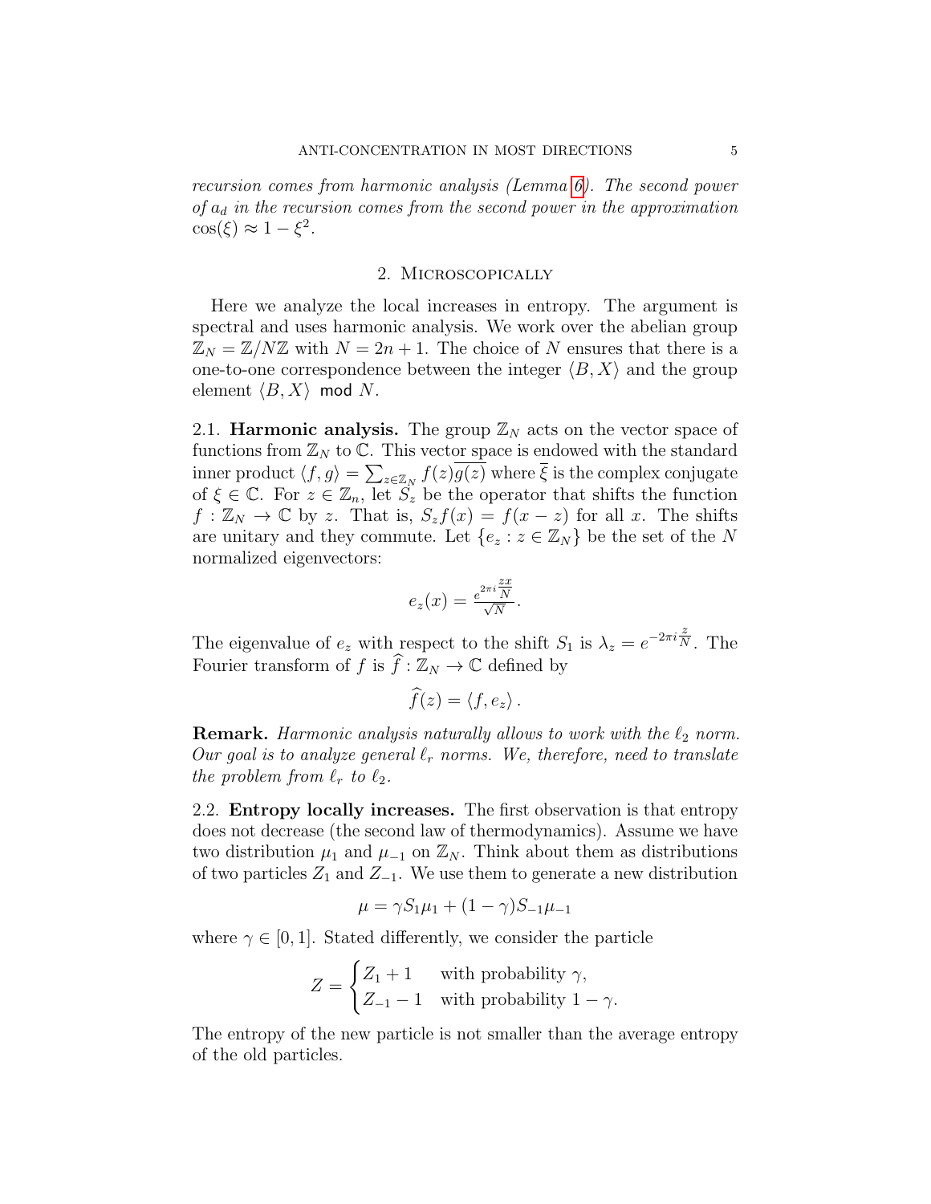*recursion comes from harmonic analysis (Lemma 6). The second power of $a_d$ in the recursion comes from the second power in the approximation $\cos(\xi) \approx 1 - \xi^2$.*

## 2. Microscopically

Here we analyze the local increases in entropy. The argument is spectral and uses harmonic analysis. We work over the abelian group $\mathbb{Z}_N = \mathbb{Z}/N\mathbb{Z}$ with $N = 2n+1$. The choice of $N$ ensures that there is a one-to-one correspondence between the integer $\langle B, X \rangle$ and the group element $\langle B, X \rangle \bmod N$.

### 2.1. Harmonic analysis.

The group $\mathbb{Z}_N$ acts on the vector space of functions from $\mathbb{Z}_N$ to $\mathbb{C}$. This vector space is endowed with the standard inner product $\langle f, g \rangle = \sum_{z \in \mathbb{Z}_N} f(z)\overline{g(z)}$ where $\overline{\xi}$ is the complex conjugate of $\xi \in \mathbb{C}$. For $z \in \mathbb{Z}_n$, let $S_z$ be the operator that shifts the function $f : \mathbb{Z}_N \to \mathbb{C}$ by $z$. That is, $S_z f(x) = f(x - z)$ for all $x$. The shifts are unitary and they commute. Let $\{e_z : z \in \mathbb{Z}_N\}$ be the set of the $N$ normalized eigenvectors:

$$e_z(x) = \frac{e^{2\pi i \frac{zx}{N}}}{\sqrt{N}}.$$

The eigenvalue of $e_z$ with respect to the shift $S_1$ is $\lambda_z = e^{-2\pi i \frac{z}{N}}$. The Fourier transform of $f$ is $\widehat{f} : \mathbb{Z}_N \to \mathbb{C}$ defined by

$$\widehat{f}(z) = \langle f, e_z \rangle .$$

**Remark.** *Harmonic analysis naturally allows to work with the $\ell_2$ norm. Our goal is to analyze general $\ell_r$ norms. We, therefore, need to translate the problem from $\ell_r$ to $\ell_2$.*

### 2.2. Entropy locally increases.

The first observation is that entropy does not decrease (the second law of thermodynamics). Assume we have two distribution $\mu_1$ and $\mu_{-1}$ on $\mathbb{Z}_N$. Think about them as distributions of two particles $Z_1$ and $Z_{-1}$. We use them to generate a new distribution

$$\mu = \gamma S_1 \mu_1 + (1 - \gamma) S_{-1} \mu_{-1}$$

where $\gamma \in [0, 1]$. Stated differently, we consider the particle

$$Z = \begin{cases} Z_1 + 1 & \text{with probability } \gamma, \\ Z_{-1} - 1 & \text{with probability } 1 - \gamma. \end{cases}$$

The entropy of the new particle is not smaller than the average entropy of the old particles.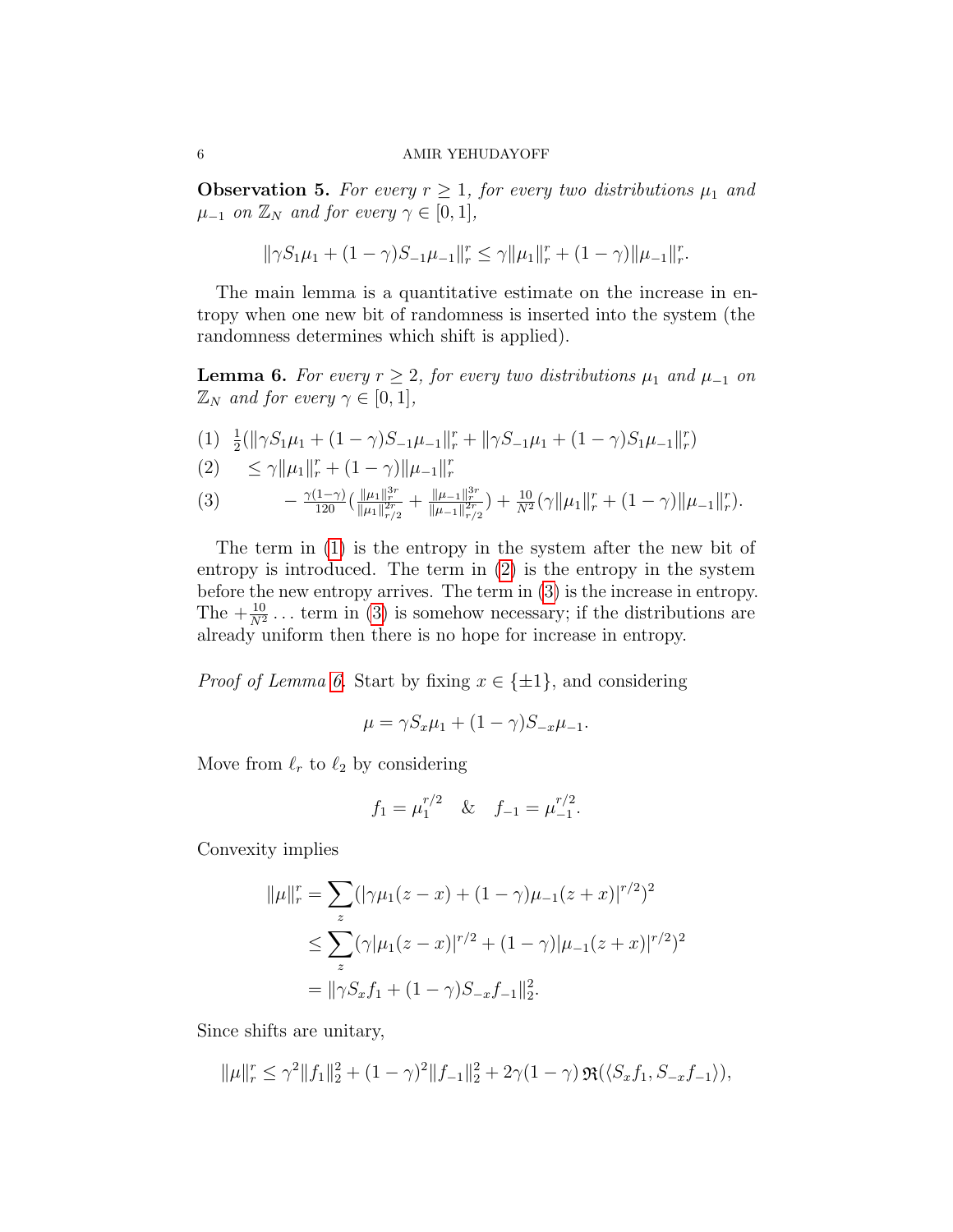**Observation 5.** *For every $r \geq 1$, for every two distributions $\mu_1$ and $\mu_{-1}$ on $\mathbb{Z}_N$ and for every $\gamma \in [0,1]$,*

$$\|\gamma S_1 \mu_1 + (1-\gamma) S_{-1}\mu_{-1}\|_r^r \leq \gamma \|\mu_1\|_r^r + (1-\gamma)\|\mu_{-1}\|_r^r.$$

The main lemma is a quantitative estimate on the increase in entropy when one new bit of randomness is inserted into the system (the randomness determines which shift is applied).

**Lemma 6.** *For every $r \geq 2$, for every two distributions $\mu_1$ and $\mu_{-1}$ on $\mathbb{Z}_N$ and for every $\gamma \in [0,1]$,*

$$\text{(1)} \quad \tfrac{1}{2}(\|\gamma S_1\mu_1 + (1-\gamma)S_{-1}\mu_{-1}\|_r^r + \|\gamma S_{-1}\mu_1 + (1-\gamma)S_1\mu_{-1}\|_r^r)$$

$$\text{(2)} \quad \leq \gamma\|\mu_1\|_r^r + (1-\gamma)\|\mu_{-1}\|_r^r$$

$$\text{(3)} \quad - \tfrac{\gamma(1-\gamma)}{120}\left(\tfrac{\|\mu_1\|_r^{3r}}{\|\mu_1\|_{r/2}^{2r}} + \tfrac{\|\mu_{-1}\|_r^{3r}}{\|\mu_{-1}\|_{r/2}^{2r}}\right) + \tfrac{10}{N^2}(\gamma\|\mu_1\|_r^r + (1-\gamma)\|\mu_{-1}\|_r^r).$$

The term in (1) is the entropy in the system after the new bit of entropy is introduced. The term in (2) is the entropy in the system before the new entropy arrives. The term in (3) is the increase in entropy. The $+\frac{10}{N^2}\ldots$ term in (3) is somehow necessary; if the distributions are already uniform then there is no hope for increase in entropy.

*Proof of Lemma 6.* Start by fixing $x \in \{\pm 1\}$, and considering

$$\mu = \gamma S_x \mu_1 + (1-\gamma) S_{-x}\mu_{-1}.$$

Move from $\ell_r$ to $\ell_2$ by considering

$$f_1 = \mu_1^{r/2} \quad \& \quad f_{-1} = \mu_{-1}^{r/2}.$$

Convexity implies

$$\begin{aligned}
\|\mu\|_r^r &= \sum_z (|\gamma\mu_1(z-x) + (1-\gamma)\mu_{-1}(z+x)|^{r/2})^2 \\
&\leq \sum_z (\gamma|\mu_1(z-x)|^{r/2} + (1-\gamma)|\mu_{-1}(z+x)|^{r/2})^2 \\
&= \|\gamma S_x f_1 + (1-\gamma) S_{-x} f_{-1}\|_2^2.
\end{aligned}$$

Since shifts are unitary,

$$\|\mu\|_r^r \leq \gamma^2 \|f_1\|_2^2 + (1-\gamma)^2 \|f_{-1}\|_2^2 + 2\gamma(1-\gamma)\,\mathfrak{R}(\langle S_x f_1, S_{-x} f_{-1}\rangle),$$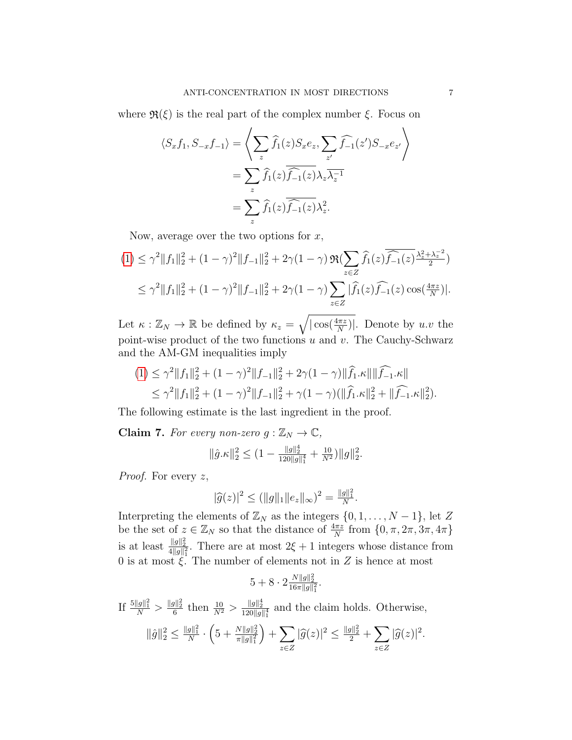where $\mathfrak{R}(\xi)$ is the real part of the complex number $\xi$. Focus on

$$
\begin{aligned}
\langle S_x f_1, S_{-x} f_{-1}\rangle &= \left\langle \sum_z \widehat{f_1}(z) S_x e_z, \sum_{z'} \widehat{f_{-1}}(z') S_{-x} e_{z'} \right\rangle \\
&= \sum_z \widehat{f_1}(z)\overline{\widehat{f_{-1}}(z)}\lambda_z \overline{\lambda_z^{-1}} \\
&= \sum_z \widehat{f_1}(z)\overline{\widehat{f_{-1}}(z)}\lambda_z^2.
\end{aligned}
$$

Now, average over the two options for $x$,

$$
\begin{aligned}
(1) &\leq \gamma^2 \|f_1\|_2^2 + (1-\gamma)^2\|f_{-1}\|_2^2 + 2\gamma(1-\gamma)\,\mathfrak{R}\Big(\sum_{z\in Z} \widehat{f_1}(z)\overline{\widehat{f_{-1}}(z)}\tfrac{\lambda_z^2+\lambda_z^{-2}}{2}\Big) \\
&\leq \gamma^2 \|f_1\|_2^2 + (1-\gamma)^2\|f_{-1}\|_2^2 + 2\gamma(1-\gamma)\sum_{z\in Z} |\widehat{f_1}(z)\widehat{f_{-1}}(z)\cos(\tfrac{4\pi z}{N})|.
\end{aligned}
$$

Let $\kappa : \mathbb{Z}_N \to \mathbb{R}$ be defined by $\kappa_z = \sqrt{|\cos(\frac{4\pi z}{N})|}$. Denote by $u.v$ the point-wise product of the two functions $u$ and $v$. The Cauchy-Schwarz and the AM-GM inequalities imply

$$
\begin{aligned}
(1) &\leq \gamma^2 \|f_1\|_2^2 + (1-\gamma)^2\|f_{-1}\|_2^2 + 2\gamma(1-\gamma)\|\widehat{f_1}.\kappa\|\|\widehat{f_{-1}}.\kappa\| \\
&\leq \gamma^2 \|f_1\|_2^2 + (1-\gamma)^2\|f_{-1}\|_2^2 + \gamma(1-\gamma)(\|\widehat{f_1}.\kappa\|_2^2 + \|\widehat{f_{-1}}.\kappa\|_2^2).
\end{aligned}
$$

The following estimate is the last ingredient in the proof.

**Claim 7.** *For every non-zero $g : \mathbb{Z}_N \to \mathbb{C}$,*

$$
\|\hat{g}.\kappa\|_2^2 \leq \left(1 - \tfrac{\|g\|_2^4}{120\|g\|_1^4} + \tfrac{10}{N^2}\right)\|g\|_2^2.
$$

*Proof.* For every $z$,

$$
|\widehat{g}(z)|^2 \leq (\|g\|_1 \|e_z\|_\infty)^2 = \tfrac{\|g\|_1^2}{N}.
$$

Interpreting the elements of $\mathbb{Z}_N$ as the integers $\{0, 1, \ldots, N-1\}$, let $Z$ be the set of $z \in \mathbb{Z}_N$ so that the distance of $\frac{4\pi z}{N}$ from $\{0, \pi, 2\pi, 3\pi, 4\pi\}$ is at least $\frac{\|g\|_2^2}{4\|g\|_1^2}$. There are at most $2\xi + 1$ integers whose distance from 0 is at most $\xi$. The number of elements not in $Z$ is hence at most

$$
5 + 8 \cdot 2\tfrac{N\|g\|_2^2}{16\pi\|g\|_1^2}.
$$

If $\frac{5\|g\|_1^2}{N} > \frac{\|g\|_2^2}{6}$ then $\frac{10}{N^2} > \frac{\|g\|_2^4}{120\|g\|_1^4}$ and the claim holds. Otherwise,

$$
\|\hat{g}\|_2^2 \leq \tfrac{\|g\|_1^2}{N} \cdot \left(5 + \tfrac{N\|g\|_2^2}{\pi\|g\|_1^2}\right) + \sum_{z\in Z} |\widehat{g}(z)|^2 \leq \tfrac{\|g\|_2^2}{2} + \sum_{z\in Z} |\widehat{g}(z)|^2.
$$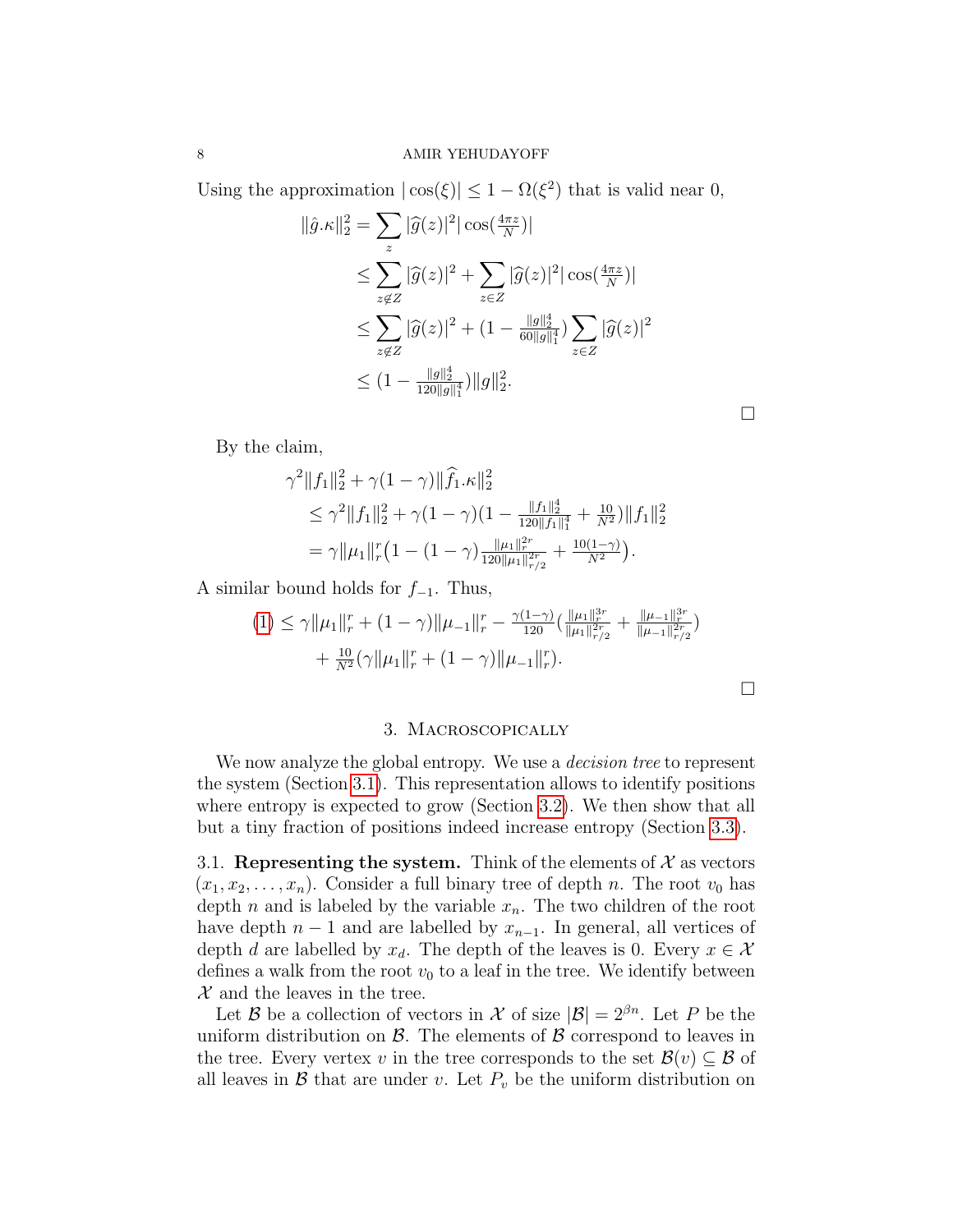Using the approximation $|\cos(\xi)| \leq 1 - \Omega(\xi^2)$ that is valid near 0,

$$
\begin{aligned}
\|\hat{g}.\kappa\|_2^2 &= \sum_z |\widehat{g}(z)|^2 |\cos(\tfrac{4\pi z}{N})| \\
&\leq \sum_{z \notin Z} |\widehat{g}(z)|^2 + \sum_{z \in Z} |\widehat{g}(z)|^2 |\cos(\tfrac{4\pi z}{N})| \\
&\leq \sum_{z \notin Z} |\widehat{g}(z)|^2 + (1 - \tfrac{\|g\|_2^4}{60\|g\|_1^4}) \sum_{z \in Z} |\widehat{g}(z)|^2 \\
&\leq (1 - \tfrac{\|g\|_2^4}{120\|g\|_1^4}) \|g\|_2^2.
\end{aligned}
$$

□

By the claim,

$$
\begin{aligned}
&\gamma^2 \|f_1\|_2^2 + \gamma(1-\gamma)\|\widehat{f}_1.\kappa\|_2^2 \\
&\leq \gamma^2 \|f_1\|_2^2 + \gamma(1-\gamma)(1 - \tfrac{\|f_1\|_2^4}{120\|f_1\|_1^4} + \tfrac{10}{N^2})\|f_1\|_2^2 \\
&= \gamma \|\mu_1\|_r^r \big(1 - (1-\gamma)\tfrac{\|\mu_1\|_r^{2r}}{120\|\mu_1\|_{r/2}^{2r}} + \tfrac{10(1-\gamma)}{N^2}\big).
\end{aligned}
$$

A similar bound holds for $f_{-1}$. Thus,

$$
\begin{aligned}
(1) \leq \gamma \|\mu_1\|_r^r + (1-\gamma)\|\mu_{-1}\|_r^r - \tfrac{\gamma(1-\gamma)}{120}\big(\tfrac{\|\mu_1\|_r^{3r}}{\|\mu_1\|_{r/2}^{2r}} + \tfrac{\|\mu_{-1}\|_r^{3r}}{\|\mu_{-1}\|_{r/2}^{2r}}\big) \\
+ \tfrac{10}{N^2}(\gamma\|\mu_1\|_r^r + (1-\gamma)\|\mu_{-1}\|_r^r).
\end{aligned}
$$

□

## 3. Macroscopically

We now analyze the global entropy. We use a *decision tree* to represent the system (Section 3.1). This representation allows to identify positions where entropy is expected to grow (Section 3.2). We then show that all but a tiny fraction of positions indeed increase entropy (Section 3.3).

3.1. **Representing the system.** Think of the elements of $\mathcal{X}$ as vectors $(x_1, x_2, \ldots, x_n)$. Consider a full binary tree of depth $n$. The root $v_0$ has depth $n$ and is labeled by the variable $x_n$. The two children of the root have depth $n-1$ and are labelled by $x_{n-1}$. In general, all vertices of depth $d$ are labelled by $x_d$. The depth of the leaves is 0. Every $x \in \mathcal{X}$ defines a walk from the root $v_0$ to a leaf in the tree. We identify between $\mathcal{X}$ and the leaves in the tree.

Let $\mathcal{B}$ be a collection of vectors in $\mathcal{X}$ of size $|\mathcal{B}| = 2^{\beta n}$. Let $P$ be the uniform distribution on $\mathcal{B}$. The elements of $\mathcal{B}$ correspond to leaves in the tree. Every vertex $v$ in the tree corresponds to the set $\mathcal{B}(v) \subseteq \mathcal{B}$ of all leaves in $\mathcal{B}$ that are under $v$. Let $P_v$ be the uniform distribution on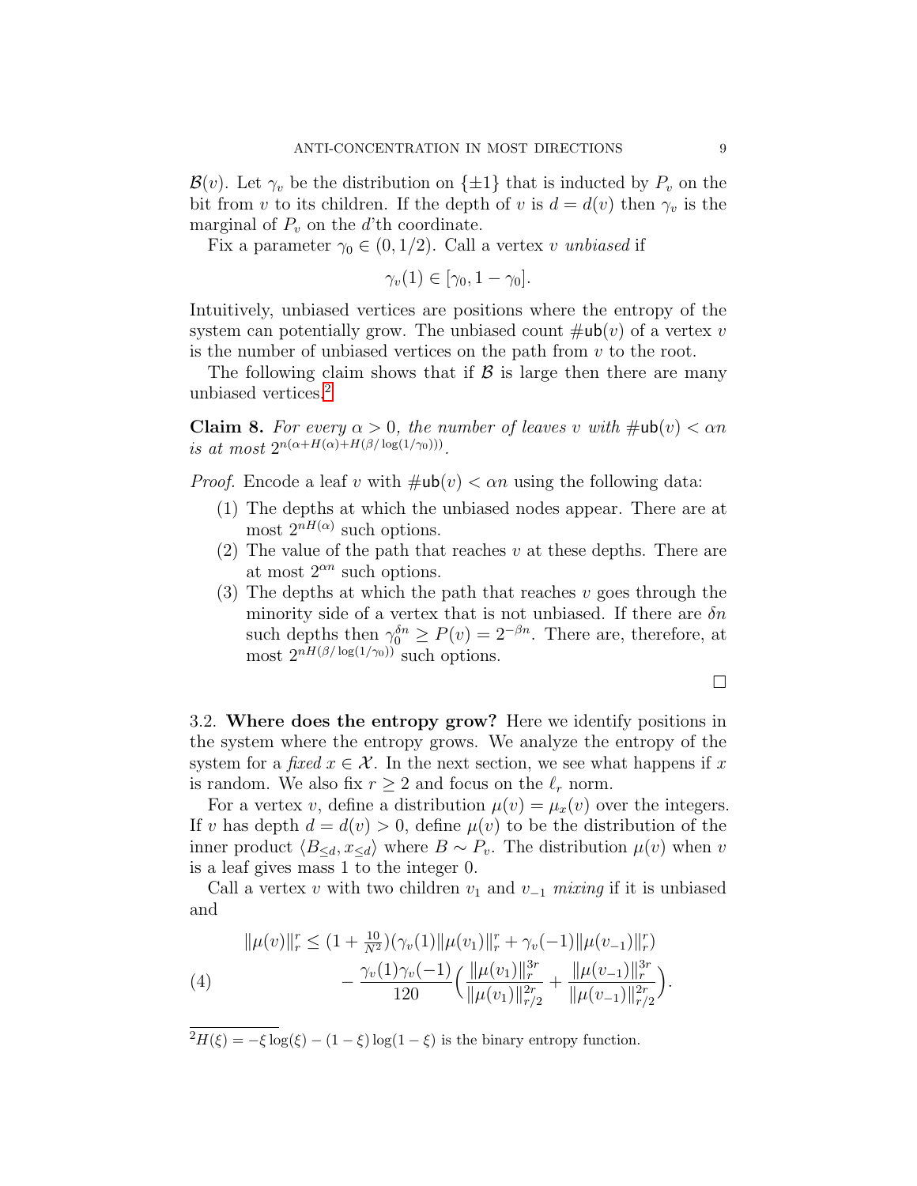$\mathcal{B}(v)$. Let $\gamma_v$ be the distribution on $\{\pm 1\}$ that is inducted by $P_v$ on the bit from $v$ to its children. If the depth of $v$ is $d = d(v)$ then $\gamma_v$ is the marginal of $P_v$ on the $d$'th coordinate.

Fix a parameter $\gamma_0 \in (0, 1/2)$. Call a vertex $v$ *unbiased* if

$$\gamma_v(1) \in [\gamma_0, 1 - \gamma_0].$$

Intuitively, unbiased vertices are positions where the entropy of the system can potentially grow. The unbiased count $\#\mathsf{ub}(v)$ of a vertex $v$ is the number of unbiased vertices on the path from $v$ to the root.

The following claim shows that if $\mathcal{B}$ is large then there are many unbiased vertices.[2]

**Claim 8.** *For every $\alpha > 0$, the number of leaves $v$ with $\#\mathsf{ub}(v) < \alpha n$ is at most $2^{n(\alpha + H(\alpha) + H(\beta/\log(1/\gamma_0)))}$.*

*Proof.* Encode a leaf $v$ with $\#\mathsf{ub}(v) < \alpha n$ using the following data:

1. The depths at which the unbiased nodes appear. There are at most $2^{nH(\alpha)}$ such options.
2. The value of the path that reaches $v$ at these depths. There are at most $2^{\alpha n}$ such options.
3. The depths at which the path that reaches $v$ goes through the minority side of a vertex that is not unbiased. If there are $\delta n$ such depths then $\gamma_0^{\delta n} \geq P(v) = 2^{-\beta n}$. There are, therefore, at most $2^{nH(\beta/\log(1/\gamma_0))}$ such options.

$\square$

3.2. **Where does the entropy grow?** Here we identify positions in the system where the entropy grows. We analyze the entropy of the system for a *fixed* $x \in \mathcal{X}$. In the next section, we see what happens if $x$ is random. We also fix $r \geq 2$ and focus on the $\ell_r$ norm.

For a vertex $v$, define a distribution $\mu(v) = \mu_x(v)$ over the integers. If $v$ has depth $d = d(v) > 0$, define $\mu(v)$ to be the distribution of the inner product $\langle B_{\leq d}, x_{\leq d} \rangle$ where $B \sim P_v$. The distribution $\mu(v)$ when $v$ is a leaf gives mass 1 to the integer 0.

Call a vertex $v$ with two children $v_1$ and $v_{-1}$ *mixing* if it is unbiased and

$$\begin{aligned}
\|\mu(v)\|_r^r \leq \; & (1 + \tfrac{10}{N^2})(\gamma_v(1)\|\mu(v_1)\|_r^r + \gamma_v(-1)\|\mu(v_{-1})\|_r^r) \\
& - \frac{\gamma_v(1)\gamma_v(-1)}{120}\Big(\frac{\|\mu(v_1)\|_r^{3r}}{\|\mu(v_1)\|_{r/2}^{2r}} + \frac{\|\mu(v_{-1})\|_r^{3r}}{\|\mu(v_{-1})\|_{r/2}^{2r}}\Big).
\end{aligned} \tag{4}$$

[2] $H(\xi) = -\xi\log(\xi) - (1-\xi)\log(1-\xi)$ is the binary entropy function.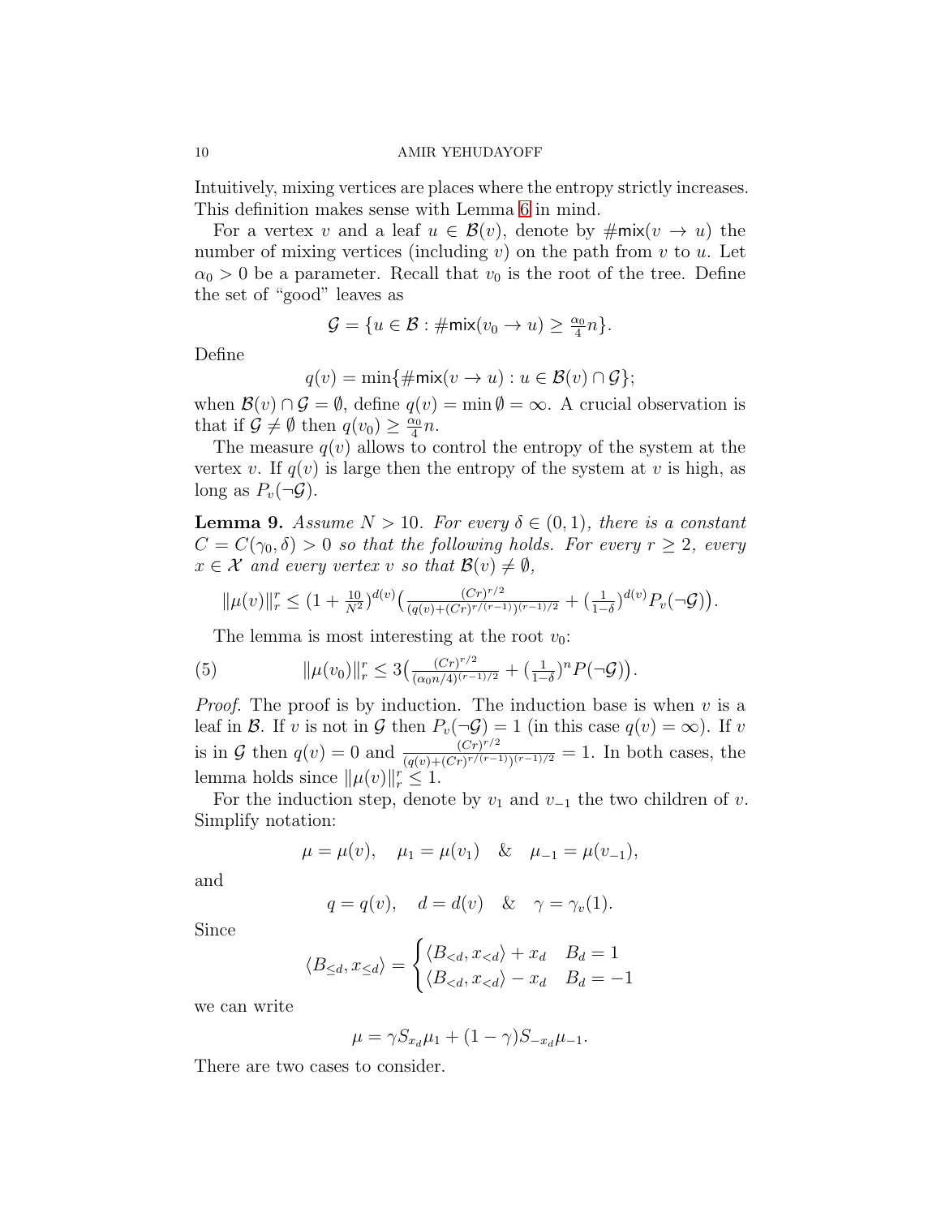Intuitively, mixing vertices are places where the entropy strictly increases. This definition makes sense with Lemma 6 in mind.

For a vertex $v$ and a leaf $u \in \mathcal{B}(v)$, denote by $\#\mathsf{mix}(v \to u)$ the number of mixing vertices (including $v$) on the path from $v$ to $u$. Let $\alpha_0 > 0$ be a parameter. Recall that $v_0$ is the root of the tree. Define the set of "good" leaves as

$$\mathcal{G} = \{u \in \mathcal{B} : \#\mathsf{mix}(v_0 \to u) \geq \tfrac{\alpha_0}{4} n\}.$$

Define

$$q(v) = \min\{\#\mathsf{mix}(v \to u) : u \in \mathcal{B}(v) \cap \mathcal{G}\};$$

when $\mathcal{B}(v) \cap \mathcal{G} = \emptyset$, define $q(v) = \min \emptyset = \infty$. A crucial observation is that if $\mathcal{G} \neq \emptyset$ then $q(v_0) \geq \frac{\alpha_0}{4} n$.

The measure $q(v)$ allows to control the entropy of the system at the vertex $v$. If $q(v)$ is large then the entropy of the system at $v$ is high, as long as $P_v(\neg \mathcal{G})$.

**Lemma 9.** *Assume $N > 10$. For every $\delta \in (0,1)$, there is a constant $C = C(\gamma_0, \delta) > 0$ so that the following holds. For every $r \geq 2$, every $x \in \mathcal{X}$ and every vertex $v$ so that $\mathcal{B}(v) \neq \emptyset$,*

$$\|\mu(v)\|_r^r \leq (1 + \tfrac{10}{N^2})^{d(v)} \big( \tfrac{(Cr)^{r/2}}{(q(v) + (Cr)^{r/(r-1)})^{(r-1)/2}} + (\tfrac{1}{1-\delta})^{d(v)} P_v(\neg \mathcal{G}) \big).$$

The lemma is most interesting at the root $v_0$:

$$\|\mu(v_0)\|_r^r \leq 3 \big( \tfrac{(Cr)^{r/2}}{(\alpha_0 n/4)^{(r-1)/2}} + (\tfrac{1}{1-\delta})^n P(\neg \mathcal{G}) \big). \tag{5}$$

*Proof.* The proof is by induction. The induction base is when $v$ is a leaf in $\mathcal{B}$. If $v$ is not in $\mathcal{G}$ then $P_v(\neg \mathcal{G}) = 1$ (in this case $q(v) = \infty$). If $v$ is in $\mathcal{G}$ then $q(v) = 0$ and $\frac{(Cr)^{r/2}}{(q(v) + (Cr)^{r/(r-1)})^{(r-1)/2}} = 1$. In both cases, the lemma holds since $\|\mu(v)\|_r^r \leq 1$.

For the induction step, denote by $v_1$ and $v_{-1}$ the two children of $v$. Simplify notation:

$$\mu = \mu(v), \quad \mu_1 = \mu(v_1) \quad \& \quad \mu_{-1} = \mu(v_{-1}),$$

and

$$q = q(v), \quad d = d(v) \quad \& \quad \gamma = \gamma_v(1).$$

Since

$$\langle B_{\leq d}, x_{\leq d} \rangle = \begin{cases} \langle B_{<d}, x_{<d} \rangle + x_d & B_d = 1 \\ \langle B_{<d}, x_{<d} \rangle - x_d & B_d = -1 \end{cases}$$

we can write

$$\mu = \gamma S_{x_d} \mu_1 + (1 - \gamma) S_{-x_d} \mu_{-1}.$$

There are two cases to consider.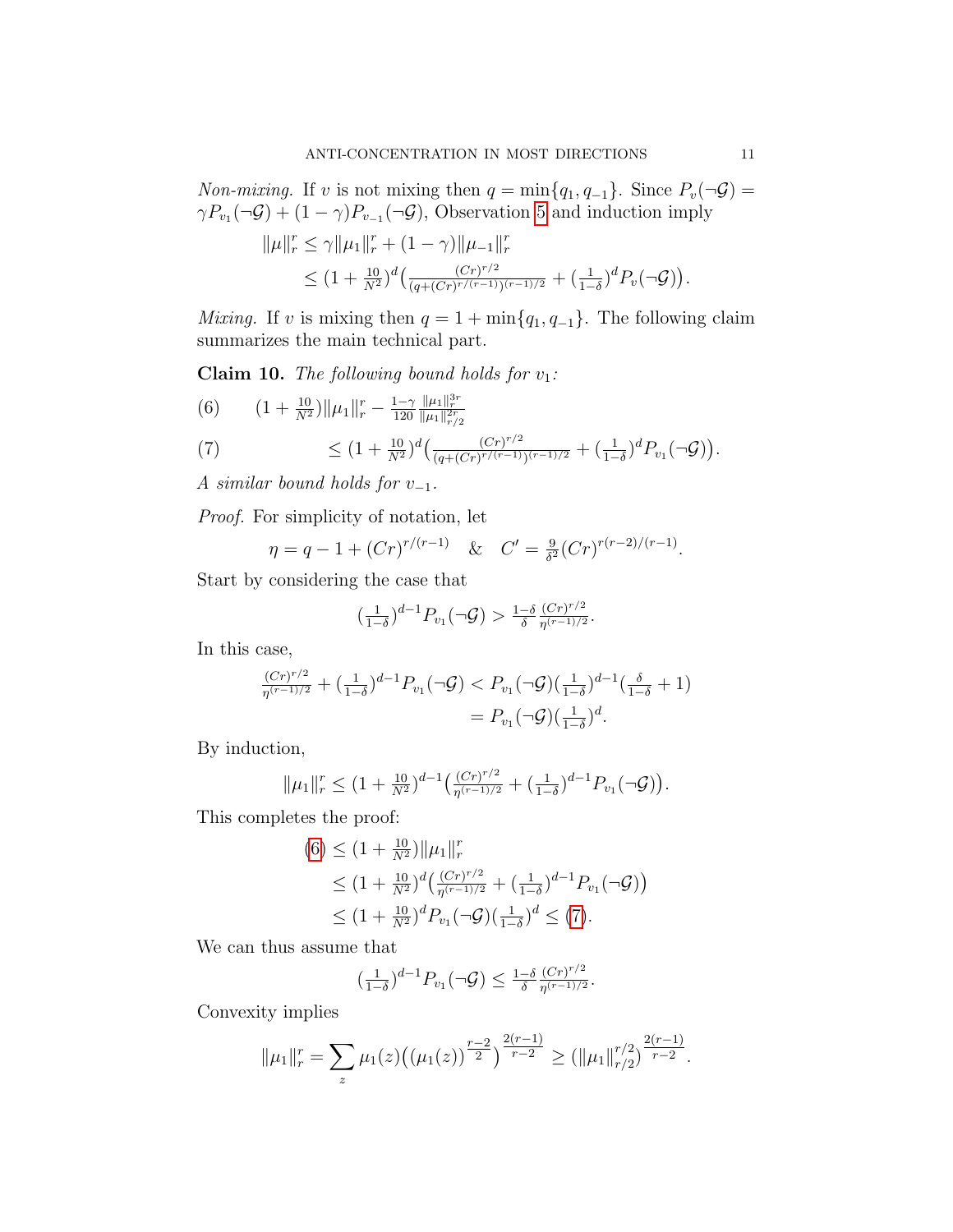*Non-mixing.* If $v$ is not mixing then $q = \min\{q_1, q_{-1}\}$. Since $P_v(\neg\mathcal{G}) = \gamma P_{v_1}(\neg\mathcal{G}) + (1-\gamma)P_{v_{-1}}(\neg\mathcal{G})$, Observation 5 and induction imply

$$\begin{aligned}
\|\mu\|_r^r &\leq \gamma\|\mu_1\|_r^r + (1-\gamma)\|\mu_{-1}\|_r^r \\
&\leq (1+\tfrac{10}{N^2})^d\big(\tfrac{(Cr)^{r/2}}{(q+(Cr)^{r/(r-1)})^{(r-1)/2}} + (\tfrac{1}{1-\delta})^d P_v(\neg\mathcal{G})\big).
\end{aligned}$$

*Mixing.* If $v$ is mixing then $q = 1 + \min\{q_1, q_{-1}\}$. The following claim summarizes the main technical part.

**Claim 10.** *The following bound holds for $v_1$:*

$$(1+\tfrac{10}{N^2})\|\mu_1\|_r^r - \tfrac{1-\gamma}{120}\tfrac{\|\mu_1\|_r^{3r}}{\|\mu_1\|_{r/2}^{2r}} \tag{6}$$

$$\leq (1+\tfrac{10}{N^2})^d\big(\tfrac{(Cr)^{r/2}}{(q+(Cr)^{r/(r-1)})^{(r-1)/2}} + (\tfrac{1}{1-\delta})^d P_{v_1}(\neg\mathcal{G})\big). \tag{7}$$

*A similar bound holds for $v_{-1}$.*

*Proof.* For simplicity of notation, let

$$\eta = q - 1 + (Cr)^{r/(r-1)} \quad \& \quad C' = \tfrac{9}{\delta^2}(Cr)^{r(r-2)/(r-1)}.$$

Start by considering the case that

$$(\tfrac{1}{1-\delta})^{d-1}P_{v_1}(\neg\mathcal{G}) > \tfrac{1-\delta}{\delta}\tfrac{(Cr)^{r/2}}{\eta^{(r-1)/2}}.$$

In this case,

$$\begin{aligned}
\tfrac{(Cr)^{r/2}}{\eta^{(r-1)/2}} + (\tfrac{1}{1-\delta})^{d-1}P_{v_1}(\neg\mathcal{G}) &< P_{v_1}(\neg\mathcal{G})(\tfrac{1}{1-\delta})^{d-1}(\tfrac{\delta}{1-\delta}+1) \\
&= P_{v_1}(\neg\mathcal{G})(\tfrac{1}{1-\delta})^d.
\end{aligned}$$

By induction,

$$\|\mu_1\|_r^r \leq (1+\tfrac{10}{N^2})^{d-1}\big(\tfrac{(Cr)^{r/2}}{\eta^{(r-1)/2}} + (\tfrac{1}{1-\delta})^{d-1}P_{v_1}(\neg\mathcal{G})\big).$$

This completes the proof:

$$\begin{aligned}
(6) &\leq (1+\tfrac{10}{N^2})\|\mu_1\|_r^r \\
&\leq (1+\tfrac{10}{N^2})^d\big(\tfrac{(Cr)^{r/2}}{\eta^{(r-1)/2}} + (\tfrac{1}{1-\delta})^{d-1}P_{v_1}(\neg\mathcal{G})\big) \\
&\leq (1+\tfrac{10}{N^2})^d P_{v_1}(\neg\mathcal{G})(\tfrac{1}{1-\delta})^d \leq (7).
\end{aligned}$$

We can thus assume that

$$(\tfrac{1}{1-\delta})^{d-1}P_{v_1}(\neg\mathcal{G}) \leq \tfrac{1-\delta}{\delta}\tfrac{(Cr)^{r/2}}{\eta^{(r-1)/2}}.$$

Convexity implies

$$\|\mu_1\|_r^r = \sum_z \mu_1(z)\big((\mu_1(z))^{\frac{r-2}{2}}\big)^{\frac{2(r-1)}{r-2}} \geq (\|\mu_1\|_{r/2}^{r/2})^{\frac{2(r-1)}{r-2}}.$$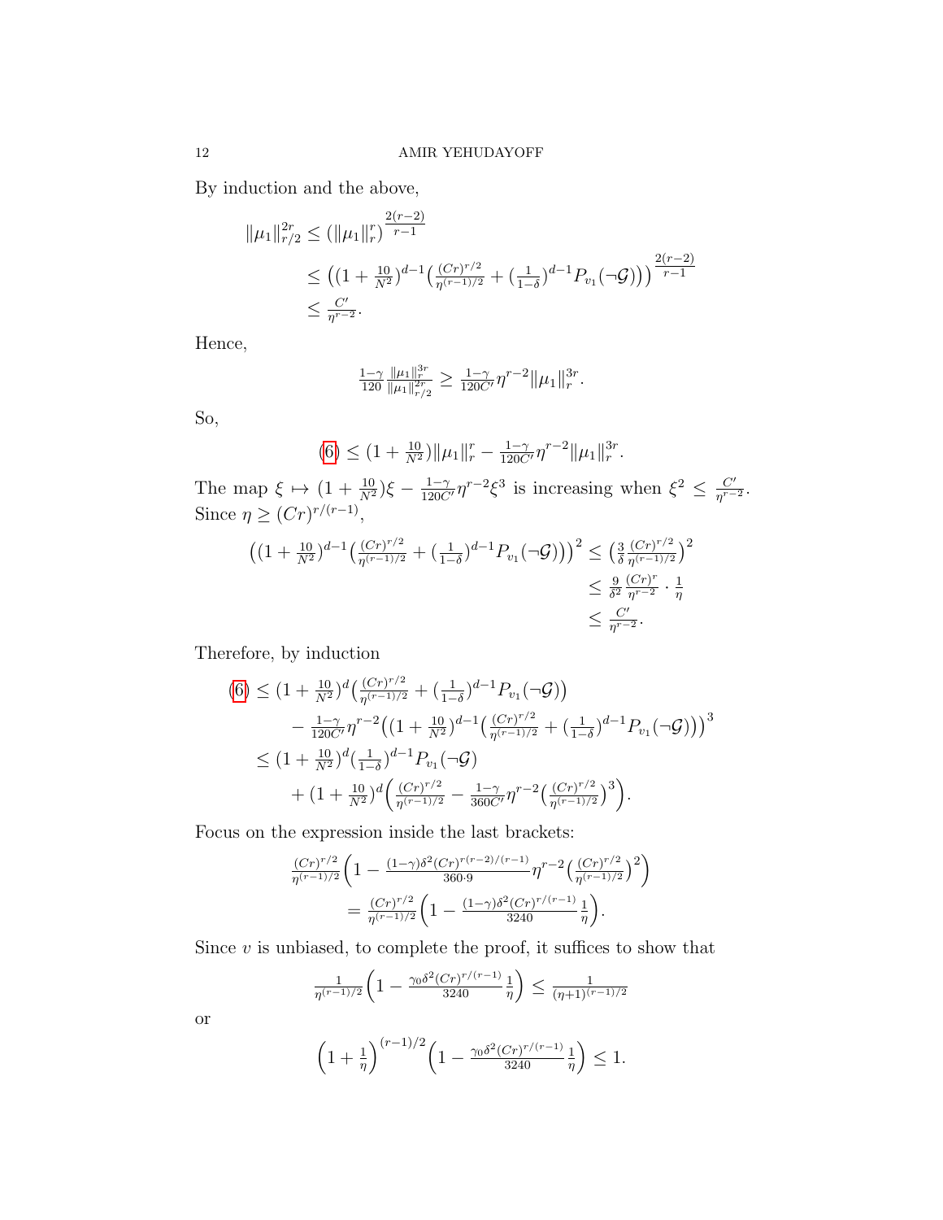By induction and the above,

$$
\begin{aligned}
\|\mu_1\|_{r/2}^{2r} &\le \left(\|\mu_1\|_r^r\right)^{\frac{2(r-2)}{r-1}} \\
&\le \left((1+\tfrac{10}{N^2})^{d-1}\left(\tfrac{(Cr)^{r/2}}{\eta^{(r-1)/2}} + (\tfrac{1}{1-\delta})^{d-1}P_{v_1}(\neg\mathcal{G})\right)\right)^{\frac{2(r-2)}{r-1}} \\
&\le \tfrac{C'}{\eta^{r-2}}.
\end{aligned}
$$

Hence,

$$
\tfrac{1-\gamma}{120}\tfrac{\|\mu_1\|_r^{3r}}{\|\mu_1\|_{r/2}^{2r}} \ge \tfrac{1-\gamma}{120C'}\eta^{r-2}\|\mu_1\|_r^{3r}.
$$

So,

$$
(6) \le (1+\tfrac{10}{N^2})\|\mu_1\|_r^r - \tfrac{1-\gamma}{120C'}\eta^{r-2}\|\mu_1\|_r^{3r}.
$$

The map $\xi \mapsto (1+\frac{10}{N^2})\xi - \frac{1-\gamma}{120C'}\eta^{r-2}\xi^3$ is increasing when $\xi^2 \le \frac{C'}{\eta^{r-2}}$. Since $\eta \ge (Cr)^{r/(r-1)}$,

$$
\begin{aligned}
\left((1+\tfrac{10}{N^2})^{d-1}\left(\tfrac{(Cr)^{r/2}}{\eta^{(r-1)/2}} + (\tfrac{1}{1-\delta})^{d-1}P_{v_1}(\neg\mathcal{G})\right)\right)^2 &\le \left(\tfrac{3}{\delta}\tfrac{(Cr)^{r/2}}{\eta^{(r-1)/2}}\right)^2 \\
&\le \tfrac{9}{\delta^2}\tfrac{(Cr)^r}{\eta^{r-2}}\cdot\tfrac{1}{\eta} \\
&\le \tfrac{C'}{\eta^{r-2}}.
\end{aligned}
$$

Therefore, by induction

$$
\begin{aligned}
(6) &\le (1+\tfrac{10}{N^2})^d\left(\tfrac{(Cr)^{r/2}}{\eta^{(r-1)/2}} + (\tfrac{1}{1-\delta})^{d-1}P_{v_1}(\neg\mathcal{G})\right) \\
&\qquad - \tfrac{1-\gamma}{120C'}\eta^{r-2}\left((1+\tfrac{10}{N^2})^{d-1}\left(\tfrac{(Cr)^{r/2}}{\eta^{(r-1)/2}} + (\tfrac{1}{1-\delta})^{d-1}P_{v_1}(\neg\mathcal{G})\right)\right)^3 \\
&\le (1+\tfrac{10}{N^2})^d(\tfrac{1}{1-\delta})^{d-1}P_{v_1}(\neg\mathcal{G}) \\
&\qquad + (1+\tfrac{10}{N^2})^d\left(\tfrac{(Cr)^{r/2}}{\eta^{(r-1)/2}} - \tfrac{1-\gamma}{360C'}\eta^{r-2}\left(\tfrac{(Cr)^{r/2}}{\eta^{(r-1)/2}}\right)^3\right).
\end{aligned}
$$

Focus on the expression inside the last brackets:

$$
\begin{aligned}
&\tfrac{(Cr)^{r/2}}{\eta^{(r-1)/2}}\left(1 - \tfrac{(1-\gamma)\delta^2(Cr)^{r(r-2)/(r-1)}}{360\cdot 9}\eta^{r-2}\left(\tfrac{(Cr)^{r/2}}{\eta^{(r-1)/2}}\right)^2\right) \\
&\qquad = \tfrac{(Cr)^{r/2}}{\eta^{(r-1)/2}}\left(1 - \tfrac{(1-\gamma)\delta^2(Cr)^{r/(r-1)}}{3240}\tfrac{1}{\eta}\right).
\end{aligned}
$$

Since $v$ is unbiased, to complete the proof, it suffices to show that

$$
\tfrac{1}{\eta^{(r-1)/2}}\left(1 - \tfrac{\gamma_0\delta^2(Cr)^{r/(r-1)}}{3240}\tfrac{1}{\eta}\right) \le \tfrac{1}{(\eta+1)^{(r-1)/2}}
$$

or

$$
\left(1+\tfrac{1}{\eta}\right)^{(r-1)/2}\left(1 - \tfrac{\gamma_0\delta^2(Cr)^{r/(r-1)}}{3240}\tfrac{1}{\eta}\right) \le 1.
$$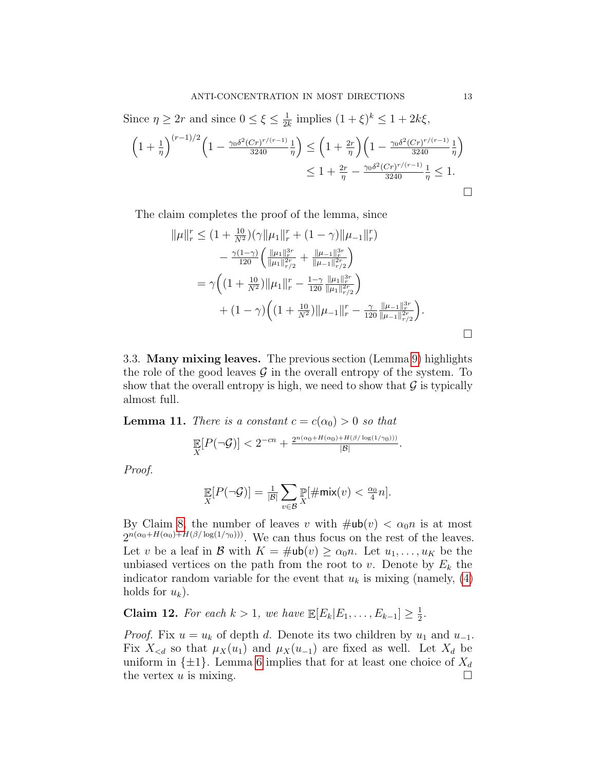Since $\eta \geq 2r$ and since $0 \leq \xi \leq \frac{1}{2k}$ implies $(1+\xi)^k \leq 1 + 2k\xi$,

$$\left(1+\tfrac{1}{\eta}\right)^{(r-1)/2}\left(1 - \tfrac{\gamma_0 \delta^2 (Cr)^{r/(r-1)}}{3240}\tfrac{1}{\eta}\right) \leq \left(1+\tfrac{2r}{\eta}\right)\left(1 - \tfrac{\gamma_0 \delta^2 (Cr)^{r/(r-1)}}{3240}\tfrac{1}{\eta}\right)$$
$$\leq 1 + \tfrac{2r}{\eta} - \tfrac{\gamma_0 \delta^2 (Cr)^{r/(r-1)}}{3240}\tfrac{1}{\eta} \leq 1.$$

□

The claim completes the proof of the lemma, since

$$\begin{aligned}
\|\mu\|_r^r &\leq (1+\tfrac{10}{N^2})(\gamma\|\mu_1\|_r^r + (1-\gamma)\|\mu_{-1}\|_r^r) \\
&\quad - \tfrac{\gamma(1-\gamma)}{120}\left(\tfrac{\|\mu_1\|_r^{3r}}{\|\mu_1\|_{r/2}^{2r}} + \tfrac{\|\mu_{-1}\|_r^{3r}}{\|\mu_{-1}\|_{r/2}^{2r}}\right) \\
&= \gamma\Big((1+\tfrac{10}{N^2})\|\mu_1\|_r^r - \tfrac{1-\gamma}{120}\tfrac{\|\mu_1\|_r^{3r}}{\|\mu_1\|_{r/2}^{2r}}\Big) \\
&\quad + (1-\gamma)\Big((1+\tfrac{10}{N^2})\|\mu_{-1}\|_r^r - \tfrac{\gamma}{120}\tfrac{\|\mu_{-1}\|_r^{3r}}{\|\mu_{-1}\|_{r/2}^{2r}}\Big).
\end{aligned}$$

□

### 3.3. Many mixing leaves.

The previous section (Lemma 9) highlights the role of the good leaves $\mathcal{G}$ in the overall entropy of the system. To show that the overall entropy is high, we need to show that $\mathcal{G}$ is typically almost full.

**Lemma 11.** *There is a constant $c = c(\alpha_0) > 0$ so that*

$$\mathop{\mathbb{E}}_X[P(\neg\mathcal{G})] < 2^{-cn} + \tfrac{2^{n(\alpha_0 + H(\alpha_0) + H(\beta/\log(1/\gamma_0)))}}{|\mathcal{B}|}.$$

*Proof.*

$$\mathop{\mathbb{E}}_X[P(\neg\mathcal{G})] = \tfrac{1}{|\mathcal{B}|}\sum_{v\in\mathcal{B}} \mathop{\mathbb{P}}_X[\#\mathsf{mix}(v) < \tfrac{\alpha_0}{4}n].$$

By Claim 8, the number of leaves $v$ with $\#\mathsf{ub}(v) < \alpha_0 n$ is at most $2^{n(\alpha_0 + H(\alpha_0) + H(\beta/\log(1/\gamma_0)))}$. We can thus focus on the rest of the leaves. Let $v$ be a leaf in $\mathcal{B}$ with $K = \#\mathsf{ub}(v) \geq \alpha_0 n$. Let $u_1, \ldots, u_K$ be the unbiased vertices on the path from the root to $v$. Denote by $E_k$ the indicator random variable for the event that $u_k$ is mixing (namely, (4) holds for $u_k$).

**Claim 12.** *For each $k > 1$, we have $\mathbb{E}[E_k | E_1, \ldots, E_{k-1}] \geq \frac{1}{2}$.*

*Proof.* Fix $u = u_k$ of depth $d$. Denote its two children by $u_1$ and $u_{-1}$. Fix $X_{<d}$ so that $\mu_X(u_1)$ and $\mu_X(u_{-1})$ are fixed as well. Let $X_d$ be uniform in $\{\pm 1\}$. Lemma 6 implies that for at least one choice of $X_d$ the vertex $u$ is mixing. □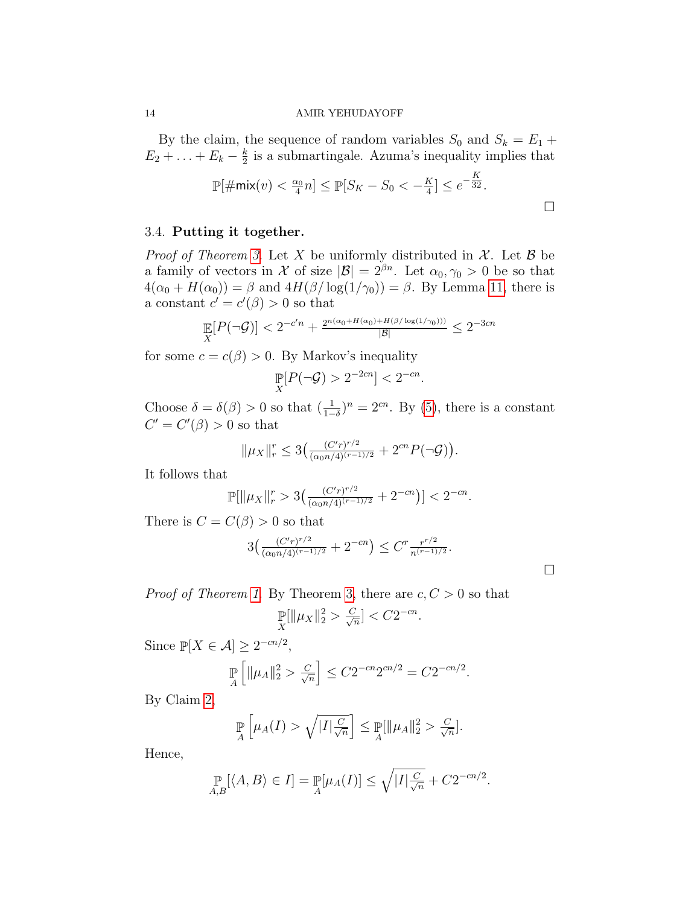By the claim, the sequence of random variables $S_0$ and $S_k = E_1 + E_2 + \ldots + E_k - \frac{k}{2}$ is a submartingale. Azuma's inequality implies that

$$\mathbb{P}[\#\mathsf{mix}(v) < \tfrac{\alpha_0}{4} n] \le \mathbb{P}[S_K - S_0 < -\tfrac{K}{4}] \le e^{-\frac{K}{32}}.$$

□

### 3.4. **Putting it together.**

*Proof of Theorem 3.* Let $X$ be uniformly distributed in $\mathcal{X}$. Let $\mathcal{B}$ be a family of vectors in $\mathcal{X}$ of size $|\mathcal{B}| = 2^{\beta n}$. Let $\alpha_0, \gamma_0 > 0$ be so that $4(\alpha_0 + H(\alpha_0)) = \beta$ and $4H(\beta/\log(1/\gamma_0)) = \beta$. By Lemma 11, there is a constant $c' = c'(\beta) > 0$ so that

$$\mathop{\mathbb{E}}_X[P(\neg\mathcal{G})] < 2^{-c'n} + \tfrac{2^{n(\alpha_0 + H(\alpha_0) + H(\beta/\log(1/\gamma_0)))}}{|\mathcal{B}|} \le 2^{-3cn}$$

for some $c = c(\beta) > 0$. By Markov's inequality

$$\mathop{\mathbb{P}}_X[P(\neg\mathcal{G}) > 2^{-2cn}] < 2^{-cn}.$$

Choose $\delta = \delta(\beta) > 0$ so that $(\frac{1}{1-\delta})^n = 2^{cn}$. By (5), there is a constant $C' = C'(\beta) > 0$ so that

$$\|\mu_X\|_r^r \le 3\big(\tfrac{(C'r)^{r/2}}{(\alpha_0 n/4)^{(r-1)/2}} + 2^{cn} P(\neg\mathcal{G})\big).$$

It follows that

$$\mathbb{P}[\|\mu_X\|_r^r > 3\big(\tfrac{(C'r)^{r/2}}{(\alpha_0 n/4)^{(r-1)/2}} + 2^{-cn}\big)] < 2^{-cn}.$$

There is $C = C(\beta) > 0$ so that

$$3\big(\tfrac{(C'r)^{r/2}}{(\alpha_0 n/4)^{(r-1)/2}} + 2^{-cn}\big) \le C^r \tfrac{r^{r/2}}{n^{(r-1)/2}}.$$

□

*Proof of Theorem 1.* By Theorem 3, there are $c, C > 0$ so that

$$\mathop{\mathbb{P}}_X[\|\mu_X\|_2^2 > \tfrac{C}{\sqrt{n}}] < C2^{-cn}.$$

Since $\mathbb{P}[X \in \mathcal{A}] \ge 2^{-cn/2}$,

$$\mathop{\mathbb{P}}_A\left[\|\mu_A\|_2^2 > \tfrac{C}{\sqrt{n}}\right] \le C2^{-cn}2^{cn/2} = C2^{-cn/2}.$$

By Claim 2,

$$\mathop{\mathbb{P}}_A\left[\mu_A(I) > \sqrt{|I|\tfrac{C}{\sqrt{n}}}\right] \le \mathop{\mathbb{P}}_A[\|\mu_A\|_2^2 > \tfrac{C}{\sqrt{n}}].$$

Hence,

$$\mathop{\mathbb{P}}_{A,B}[\langle A, B\rangle \in I] = \mathop{\mathbb{P}}_A[\mu_A(I)] \le \sqrt{|I|\tfrac{C}{\sqrt{n}}} + C2^{-cn/2}.$$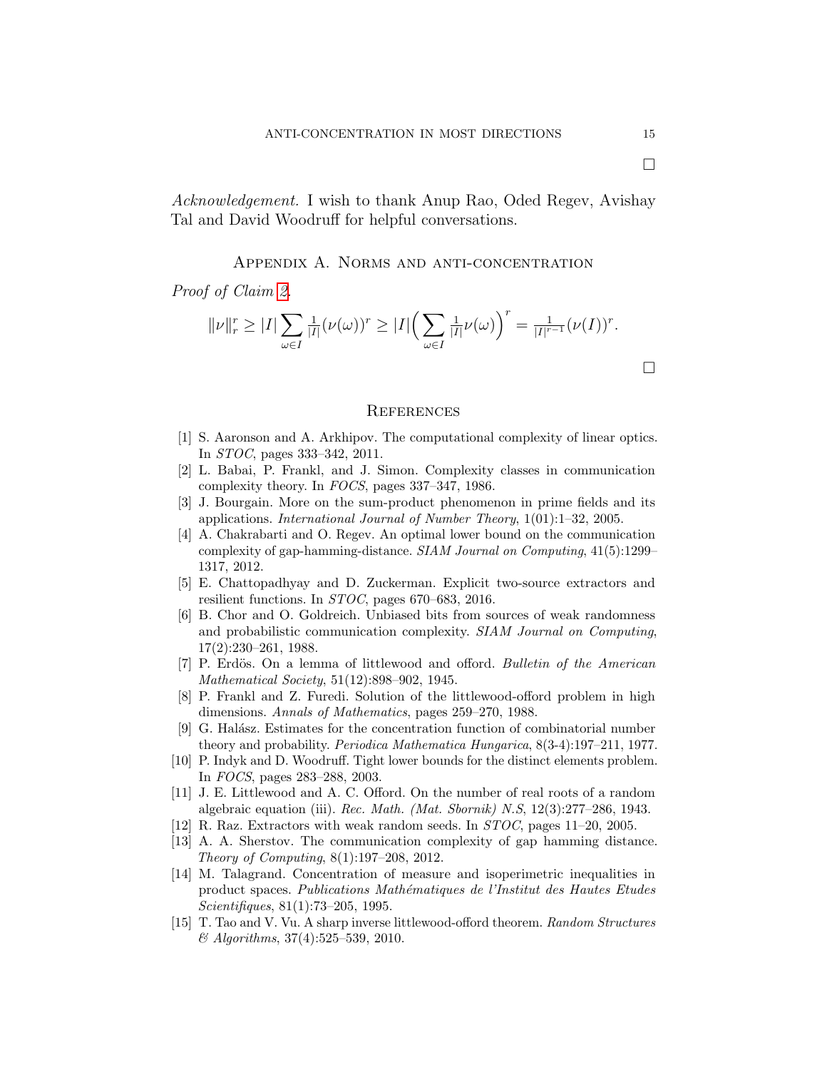□

*Acknowledgement.* I wish to thank Anup Rao, Oded Regev, Avishay Tal and David Woodruff for helpful conversations.

## Appendix A. Norms and anti-concentration

*Proof of Claim 2.*

$$\|\nu\|_r^r \geq |I| \sum_{\omega \in I} \tfrac{1}{|I|}(\nu(\omega))^r \geq |I| \Big( \sum_{\omega \in I} \tfrac{1}{|I|}\nu(\omega) \Big)^r = \tfrac{1}{|I|^{r-1}}(\nu(I))^r.$$

□

## References

[1] S. Aaronson and A. Arkhipov. The computational complexity of linear optics. In *STOC*, pages 333–342, 2011.

[2] L. Babai, P. Frankl, and J. Simon. Complexity classes in communication complexity theory. In *FOCS*, pages 337–347, 1986.

[3] J. Bourgain. More on the sum-product phenomenon in prime fields and its applications. *International Journal of Number Theory*, 1(01):1–32, 2005.

[4] A. Chakrabarti and O. Regev. An optimal lower bound on the communication complexity of gap-hamming-distance. *SIAM Journal on Computing*, 41(5):1299–1317, 2012.

[5] E. Chattopadhyay and D. Zuckerman. Explicit two-source extractors and resilient functions. In *STOC*, pages 670–683, 2016.

[6] B. Chor and O. Goldreich. Unbiased bits from sources of weak randomness and probabilistic communication complexity. *SIAM Journal on Computing*, 17(2):230–261, 1988.

[7] P. Erdös. On a lemma of littlewood and offord. *Bulletin of the American Mathematical Society*, 51(12):898–902, 1945.

[8] P. Frankl and Z. Furedi. Solution of the littlewood-offord problem in high dimensions. *Annals of Mathematics*, pages 259–270, 1988.

[9] G. Halász. Estimates for the concentration function of combinatorial number theory and probability. *Periodica Mathematica Hungarica*, 8(3-4):197–211, 1977.

[10] P. Indyk and D. Woodruff. Tight lower bounds for the distinct elements problem. In *FOCS*, pages 283–288, 2003.

[11] J. E. Littlewood and A. C. Offord. On the number of real roots of a random algebraic equation (iii). *Rec. Math. (Mat. Sbornik) N.S*, 12(3):277–286, 1943.

[12] R. Raz. Extractors with weak random seeds. In *STOC*, pages 11–20, 2005.

[13] A. A. Sherstov. The communication complexity of gap hamming distance. *Theory of Computing*, 8(1):197–208, 2012.

[14] M. Talagrand. Concentration of measure and isoperimetric inequalities in product spaces. *Publications Mathématiques de l'Institut des Hautes Etudes Scientifiques*, 81(1):73–205, 1995.

[15] T. Tao and V. Vu. A sharp inverse littlewood-offord theorem. *Random Structures & Algorithms*, 37(4):525–539, 2010.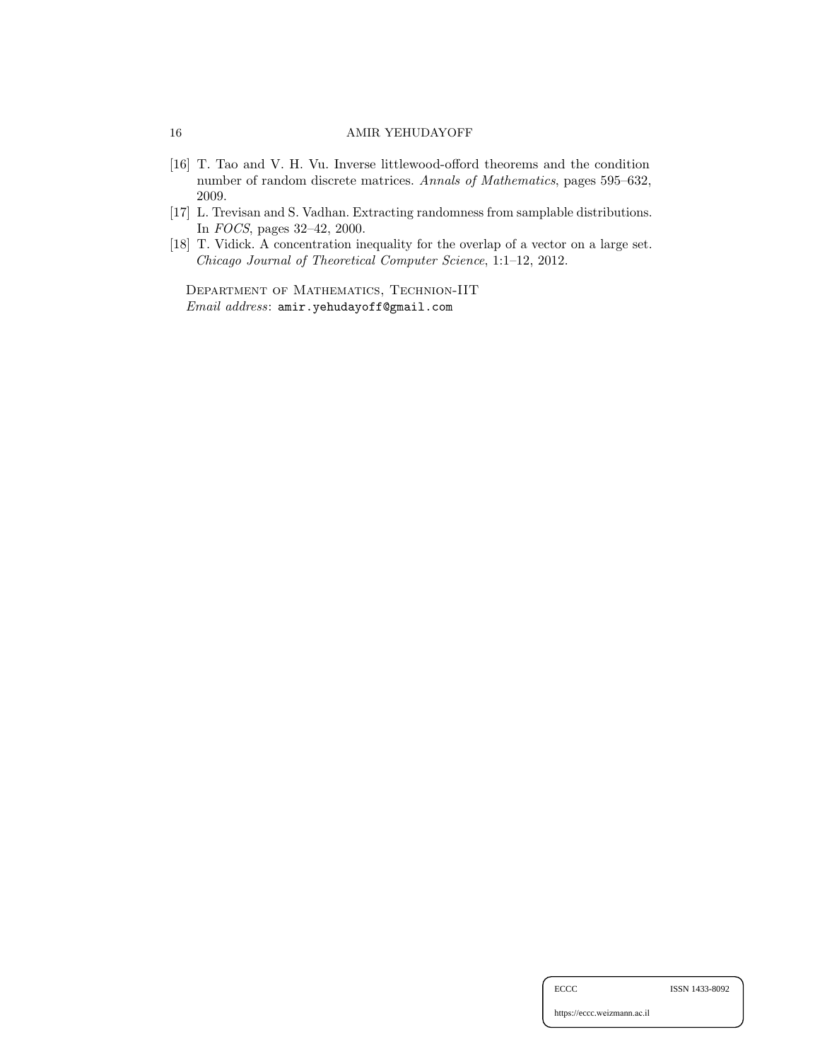[16] T. Tao and V. H. Vu. Inverse littlewood-offord theorems and the condition number of random discrete matrices. *Annals of Mathematics*, pages 595–632, 2009.

[17] L. Trevisan and S. Vadhan. Extracting randomness from samplable distributions. In *FOCS*, pages 32–42, 2000.

[18] T. Vidick. A concentration inequality for the overlap of a vector on a large set. *Chicago Journal of Theoretical Computer Science*, 1:1–12, 2012.

Department of Mathematics, Technion-IIT
*Email address*: `amir.yehudayoff@gmail.com`

ECCC ISSN 1433-8092

https://eccc.weizmann.ac.il